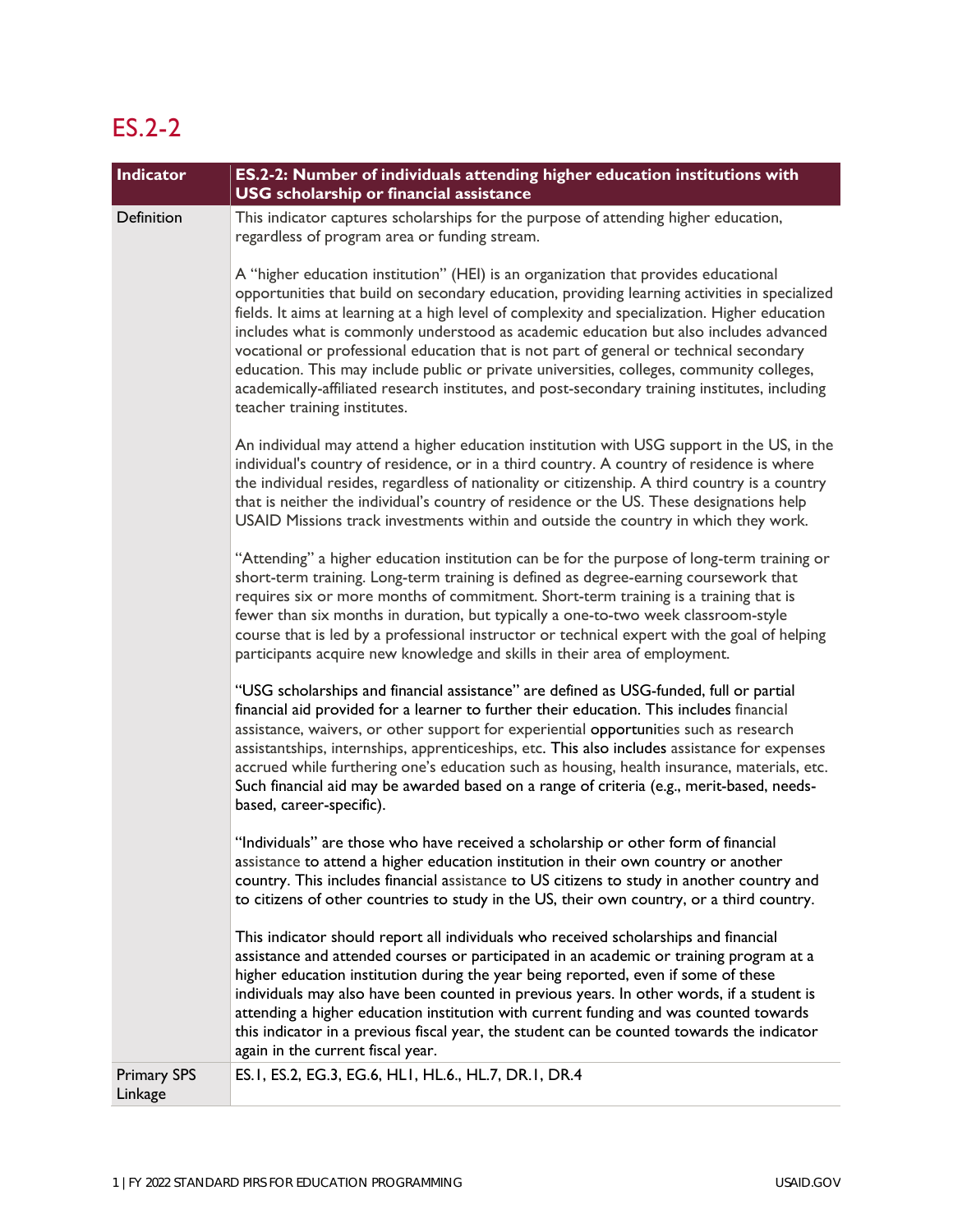# ES.2-2

| Indicator | ES.2-2: Number of individuals attending higher education institutions with USG scholarship or financial assistance |
|---|---|
| Definition | This indicator captures scholarships for the purpose of attending higher education, regardless of program area or funding stream.<br><br>A "higher education institution" (HEI) is an organization that provides educational opportunities that build on secondary education, providing learning activities in specialized fields. It aims at learning at a high level of complexity and specialization. Higher education includes what is commonly understood as academic education but also includes advanced vocational or professional education that is not part of general or technical secondary education. This may include public or private universities, colleges, community colleges, academically-affiliated research institutes, and post-secondary training institutes, including teacher training institutes.<br><br>An individual may attend a higher education institution with USG support in the US, in the individual's country of residence, or in a third country. A country of residence is where the individual resides, regardless of nationality or citizenship. A third country is a country that is neither the individual's country of residence or the US. These designations help USAID Missions track investments within and outside the country in which they work.<br><br>"Attending" a higher education institution can be for the purpose of long-term training or short-term training. Long-term training is defined as degree-earning coursework that requires six or more months of commitment. Short-term training is a training that is fewer than six months in duration, but typically a one-to-two week classroom-style course that is led by a professional instructor or technical expert with the goal of helping participants acquire new knowledge and skills in their area of employment.<br><br>"USG scholarships and financial assistance" are defined as USG-funded, full or partial financial aid provided for a learner to further their education. This includes financial assistance, waivers, or other support for experiential opportunities such as research assistantships, internships, apprenticeships, etc. This also includes assistance for expenses accrued while furthering one's education such as housing, health insurance, materials, etc. Such financial aid may be awarded based on a range of criteria (e.g., merit-based, needs-based, career-specific).<br><br>"Individuals" are those who have received a scholarship or other form of financial assistance to attend a higher education institution in their own country or another country. This includes financial assistance to US citizens to study in another country and to citizens of other countries to study in the US, their own country, or a third country.<br><br>This indicator should report all individuals who received scholarships and financial assistance and attended courses or participated in an academic or training program at a higher education institution during the year being reported, even if some of these individuals may also have been counted in previous years. In other words, if a student is attending a higher education institution with current funding and was counted towards this indicator in a previous fiscal year, the student can be counted towards the indicator again in the current fiscal year. |
| Primary SPS Linkage | ES.1, ES.2, EG.3, EG.6, HL1, HL.6., HL.7, DR.1, DR.4 |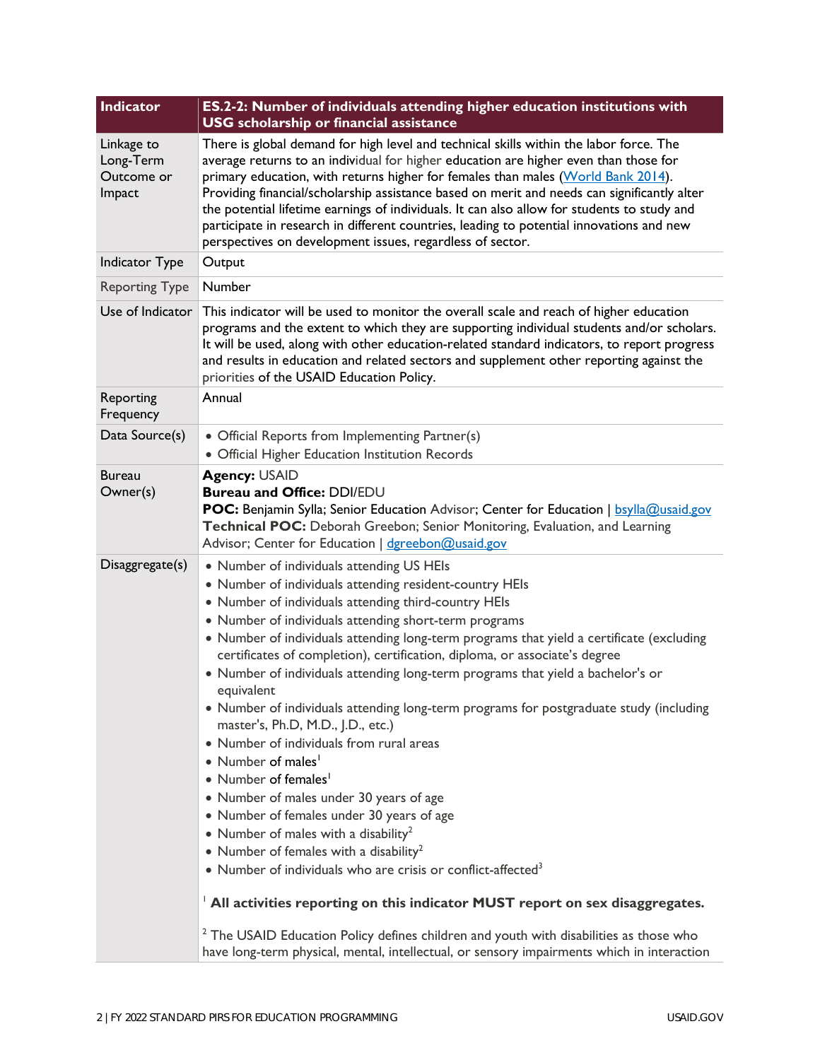| Indicator | ES.2-2: Number of individuals attending higher education institutions with USG scholarship or financial assistance |
|---|---|
| Linkage to Long-Term Outcome or Impact | There is global demand for high level and technical skills within the labor force. The average returns to an individual for higher education are higher even than those for primary education, with returns higher for females than males ([World Bank 2014](https://)). Providing financial/scholarship assistance based on merit and needs can significantly alter the potential lifetime earnings of individuals. It can also allow for students to study and participate in research in different countries, leading to potential innovations and new perspectives on development issues, regardless of sector. |
| Indicator Type | Output |
| Reporting Type | Number |
| Use of Indicator | This indicator will be used to monitor the overall scale and reach of higher education programs and the extent to which they are supporting individual students and/or scholars. It will be used, along with other education-related standard indicators, to report progress and results in education and related sectors and supplement other reporting against the priorities of the USAID Education Policy. |
| Reporting Frequency | Annual |
| Data Source(s) | • Official Reports from Implementing Partner(s)<br>• Official Higher Education Institution Records |
| Bureau Owner(s) | **Agency:** USAID<br>**Bureau and Office:** DDI/EDU<br>**POC:** Benjamin Sylla; Senior Education Advisor; Center for Education \| bsylla@usaid.gov<br>**Technical POC:** Deborah Greebon; Senior Monitoring, Evaluation, and Learning Advisor; Center for Education \| dgreebon@usaid.gov |
| Disaggregate(s) | • Number of individuals attending US HEIs<br>• Number of individuals attending resident-country HEIs<br>• Number of individuals attending third-country HEIs<br>• Number of individuals attending short-term programs<br>• Number of individuals attending long-term programs that yield a certificate (excluding certificates of completion), certification, diploma, or associate's degree<br>• Number of individuals attending long-term programs that yield a bachelor's or equivalent<br>• Number of individuals attending long-term programs for postgraduate study (including master's, Ph.D, M.D., J.D., etc.)<br>• Number of individuals from rural areas<br>• Number of males[1]<br>• Number of females[1]<br>• Number of males under 30 years of age<br>• Number of females under 30 years of age<br>• Number of males with a disability[2]<br>• Number of females with a disability[2]<br>• Number of individuals who are crisis or conflict-affected[3]<br><br>[1] **All activities reporting on this indicator MUST report on sex disaggregates.**<br><br>[2] The USAID Education Policy defines children and youth with disabilities as those who have long-term physical, mental, intellectual, or sensory impairments which in interaction |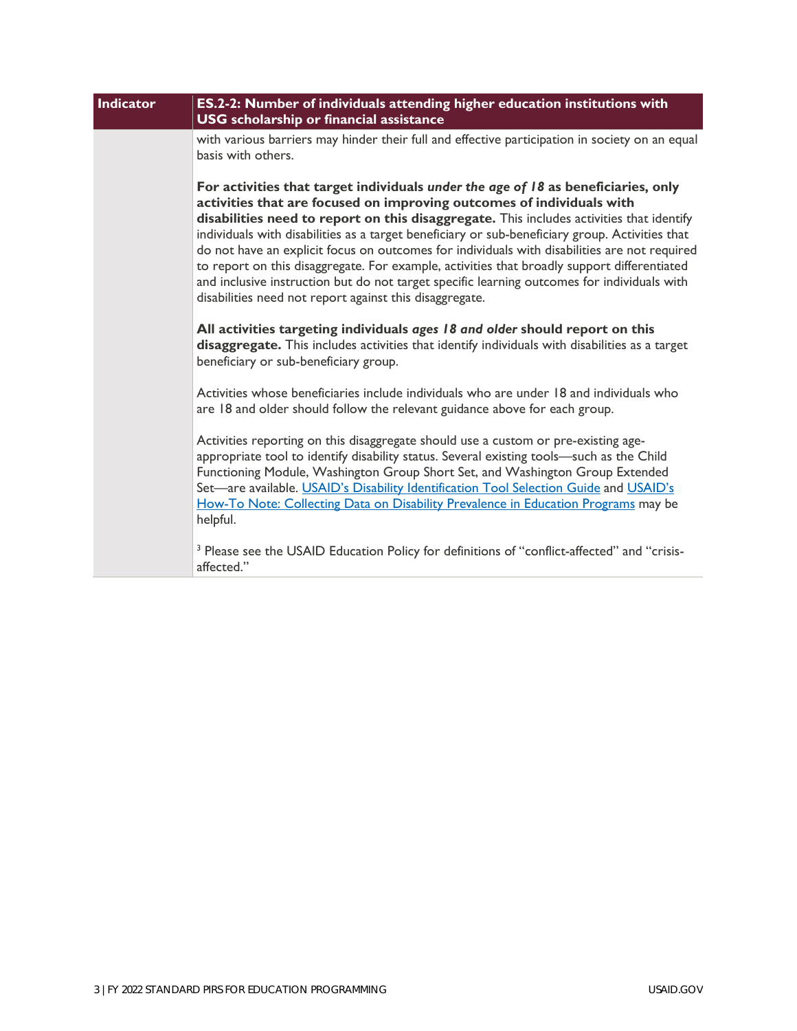| Indicator | ES.2-2: Number of individuals attending higher education institutions with USG scholarship or financial assistance |
|---|---|
| | with various barriers may hinder their full and effective participation in society on an equal basis with others.<br><br>**For activities that target individuals *under the age of 18* as beneficiaries, only activities that are focused on improving outcomes of individuals with disabilities need to report on this disaggregate.** This includes activities that identify individuals with disabilities as a target beneficiary or sub-beneficiary group. Activities that do not have an explicit focus on outcomes for individuals with disabilities are not required to report on this disaggregate. For example, activities that broadly support differentiated and inclusive instruction but do not target specific learning outcomes for individuals with disabilities need not report against this disaggregate.<br><br>**All activities targeting individuals *ages 18 and older* should report on this disaggregate.** This includes activities that identify individuals with disabilities as a target beneficiary or sub-beneficiary group.<br><br>Activities whose beneficiaries include individuals who are under 18 and individuals who are 18 and older should follow the relevant guidance above for each group.<br><br>Activities reporting on this disaggregate should use a custom or pre-existing age-appropriate tool to identify disability status. Several existing tools—such as the Child Functioning Module, Washington Group Short Set, and Washington Group Extended Set—are available. USAID's Disability Identification Tool Selection Guide and USAID's How-To Note: Collecting Data on Disability Prevalence in Education Programs may be helpful.<br><br>[3] Please see the USAID Education Policy for definitions of "conflict-affected" and "crisis-affected." |